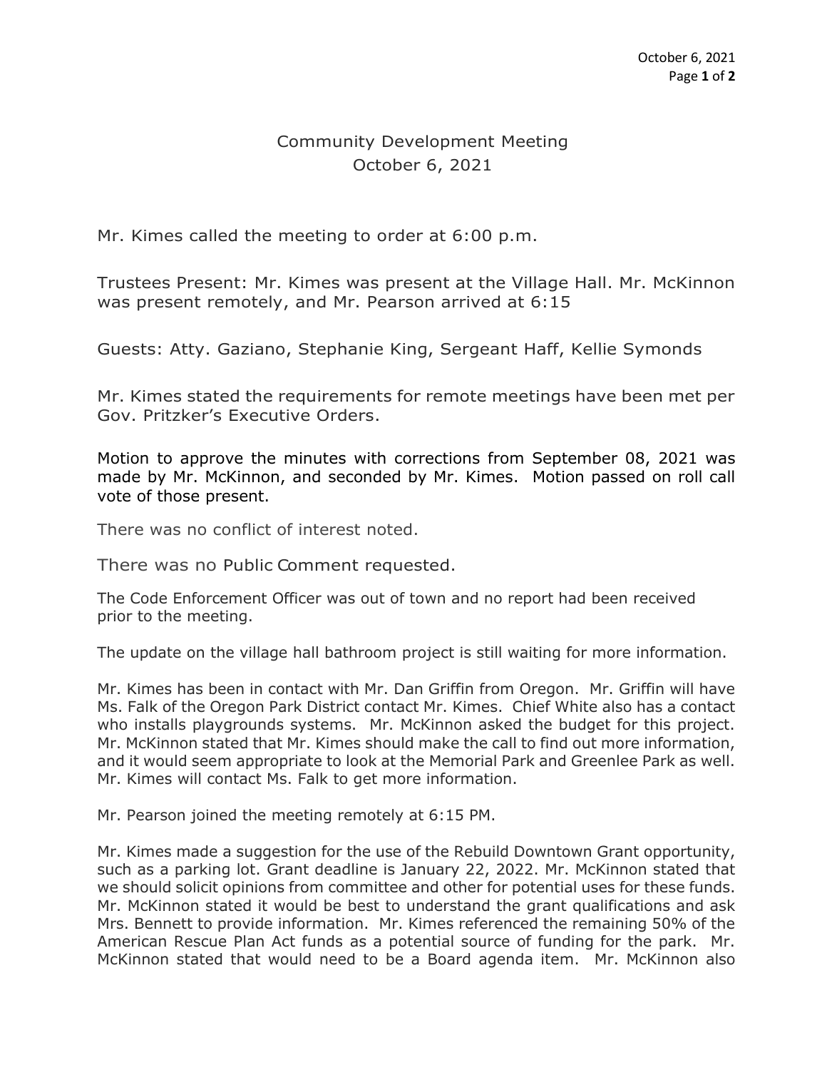# Community Development Meeting
October 6, 2021

Mr. Kimes called the meeting to order at 6:00 p.m.

Trustees Present: Mr. Kimes was present at the Village Hall. Mr. McKinnon was present remotely, and Mr. Pearson arrived at 6:15

Guests: Atty. Gaziano, Stephanie King, Sergeant Haff, Kellie Symonds

Mr. Kimes stated the requirements for remote meetings have been met per Gov. Pritzker's Executive Orders.

Motion to approve the minutes with corrections from September 08, 2021 was made by Mr. McKinnon, and seconded by Mr. Kimes. Motion passed on roll call vote of those present.

There was no conflict of interest noted.

There was no Public Comment requested.

The Code Enforcement Officer was out of town and no report had been received prior to the meeting.

The update on the village hall bathroom project is still waiting for more information.

Mr. Kimes has been in contact with Mr. Dan Griffin from Oregon. Mr. Griffin will have Ms. Falk of the Oregon Park District contact Mr. Kimes. Chief White also has a contact who installs playgrounds systems. Mr. McKinnon asked the budget for this project. Mr. McKinnon stated that Mr. Kimes should make the call to find out more information, and it would seem appropriate to look at the Memorial Park and Greenlee Park as well. Mr. Kimes will contact Ms. Falk to get more information.

Mr. Pearson joined the meeting remotely at 6:15 PM.

Mr. Kimes made a suggestion for the use of the Rebuild Downtown Grant opportunity, such as a parking lot. Grant deadline is January 22, 2022. Mr. McKinnon stated that we should solicit opinions from committee and other for potential uses for these funds. Mr. McKinnon stated it would be best to understand the grant qualifications and ask Mrs. Bennett to provide information. Mr. Kimes referenced the remaining 50% of the American Rescue Plan Act funds as a potential source of funding for the park. Mr. McKinnon stated that would need to be a Board agenda item. Mr. McKinnon also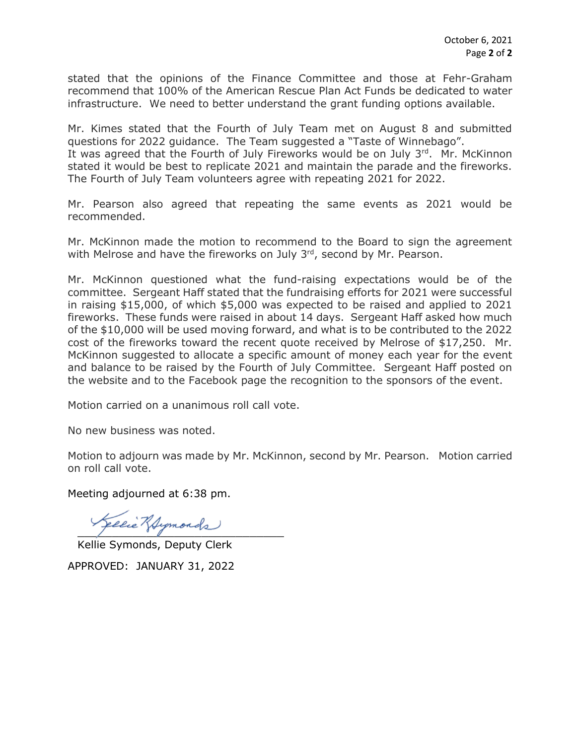stated that the opinions of the Finance Committee and those at Fehr-Graham recommend that 100% of the American Rescue Plan Act Funds be dedicated to water infrastructure. We need to better understand the grant funding options available.

Mr. Kimes stated that the Fourth of July Team met on August 8 and submitted questions for 2022 guidance. The Team suggested a "Taste of Winnebago". It was agreed that the Fourth of July Fireworks would be on July 3rd. Mr. McKinnon stated it would be best to replicate 2021 and maintain the parade and the fireworks. The Fourth of July Team volunteers agree with repeating 2021 for 2022.

Mr. Pearson also agreed that repeating the same events as 2021 would be recommended.

Mr. McKinnon made the motion to recommend to the Board to sign the agreement with Melrose and have the fireworks on July 3rd, second by Mr. Pearson.

Mr. McKinnon questioned what the fund-raising expectations would be of the committee. Sergeant Haff stated that the fundraising efforts for 2021 were successful in raising $15,000, of which $5,000 was expected to be raised and applied to 2021 fireworks. These funds were raised in about 14 days. Sergeant Haff asked how much of the $10,000 will be used moving forward, and what is to be contributed to the 2022 cost of the fireworks toward the recent quote received by Melrose of $17,250. Mr. McKinnon suggested to allocate a specific amount of money each year for the event and balance to be raised by the Fourth of July Committee. Sergeant Haff posted on the website and to the Facebook page the recognition to the sponsors of the event.

Motion carried on a unanimous roll call vote.

No new business was noted.

Motion to adjourn was made by Mr. McKinnon, second by Mr. Pearson. Motion carried on roll call vote.

Meeting adjourned at 6:38 pm.

Kellie K Symonds

Kellie Symonds, Deputy Clerk

APPROVED: JANUARY 31, 2022